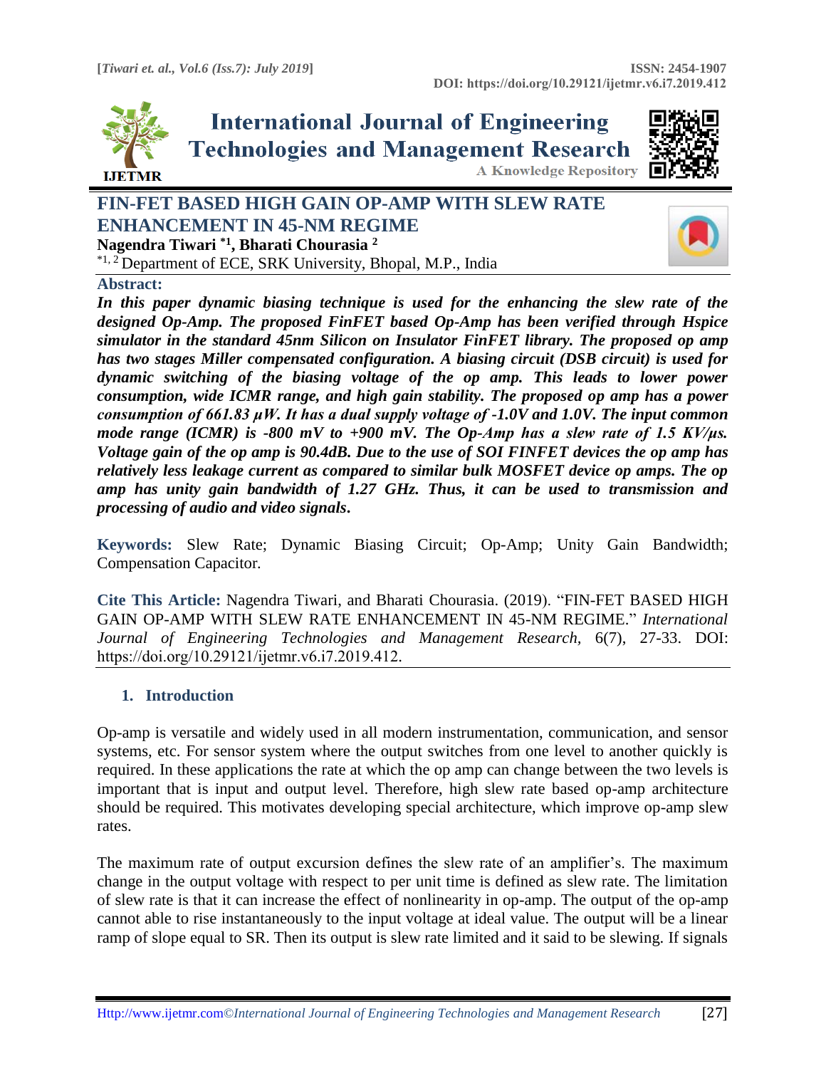# FIN-FET BASED HIGH GAIN OP-AMP WITH SLEW RATE ENHANCEMENT IN 45-NM REGIME

**Nagendra Tiwari [*1], Bharati Chourasia [2]**

[*1, 2] Department of ECE, SRK University, Bhopal, M.P., India

**Abstract:**

***In this paper dynamic biasing technique is used for the enhancing the slew rate of the designed Op-Amp. The proposed FinFET based Op-Amp has been verified through Hspice simulator in the standard 45nm Silicon on Insulator FinFET library. The proposed op amp has two stages Miller compensated configuration. A biasing circuit (DSB circuit) is used for dynamic switching of the biasing voltage of the op amp. This leads to lower power consumption, wide ICMR range, and high gain stability. The proposed op amp has a power consumption of 661.83 µW. It has a dual supply voltage of -1.0V and 1.0V. The input common mode range (ICMR) is -800 mV to +900 mV. The Op-Amp has a slew rate of 1.5 KV/µs. Voltage gain of the op amp is 90.4dB. Due to the use of SOI FINFET devices the op amp has relatively less leakage current as compared to similar bulk MOSFET device op amps. The op amp has unity gain bandwidth of 1.27 GHz. Thus, it can be used to transmission and processing of audio and video signals.***

**Keywords:** Slew Rate; Dynamic Biasing Circuit; Op-Amp; Unity Gain Bandwidth; Compensation Capacitor.

**Cite This Article:** Nagendra Tiwari, and Bharati Chourasia. (2019). "FIN-FET BASED HIGH GAIN OP-AMP WITH SLEW RATE ENHANCEMENT IN 45-NM REGIME." *International Journal of Engineering Technologies and Management Research,* 6(7), 27-33. DOI: https://doi.org/10.29121/ijetmr.v6.i7.2019.412.

## 1. Introduction

Op-amp is versatile and widely used in all modern instrumentation, communication, and sensor systems, etc. For sensor system where the output switches from one level to another quickly is required. In these applications the rate at which the op amp can change between the two levels is important that is input and output level. Therefore, high slew rate based op-amp architecture should be required. This motivates developing special architecture, which improve op-amp slew rates.

The maximum rate of output excursion defines the slew rate of an amplifier's. The maximum change in the output voltage with respect to per unit time is defined as slew rate. The limitation of slew rate is that it can increase the effect of nonlinearity in op-amp. The output of the op-amp cannot able to rise instantaneously to the input voltage at ideal value. The output will be a linear ramp of slope equal to SR. Then its output is slew rate limited and it said to be slewing. If signals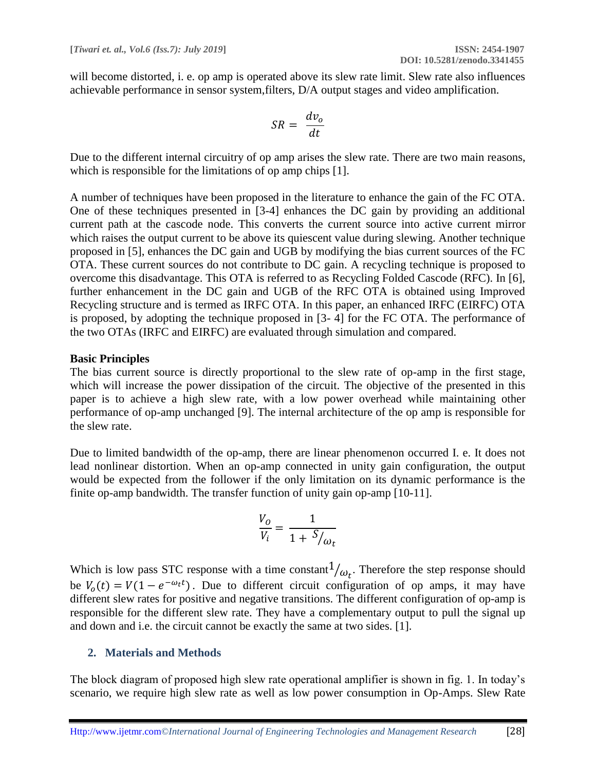will become distorted, i. e. op amp is operated above its slew rate limit. Slew rate also influences achievable performance in sensor system,filters, D/A output stages and video amplification.

$$SR = \frac{dv_o}{dt}$$

Due to the different internal circuitry of op amp arises the slew rate. There are two main reasons, which is responsible for the limitations of op amp chips [1].

A number of techniques have been proposed in the literature to enhance the gain of the FC OTA. One of these techniques presented in [3-4] enhances the DC gain by providing an additional current path at the cascode node. This converts the current source into active current mirror which raises the output current to be above its quiescent value during slewing. Another technique proposed in [5], enhances the DC gain and UGB by modifying the bias current sources of the FC OTA. These current sources do not contribute to DC gain. A recycling technique is proposed to overcome this disadvantage. This OTA is referred to as Recycling Folded Cascode (RFC). In [6], further enhancement in the DC gain and UGB of the RFC OTA is obtained using Improved Recycling structure and is termed as IRFC OTA. In this paper, an enhanced IRFC (EIRFC) OTA is proposed, by adopting the technique proposed in [3- 4] for the FC OTA. The performance of the two OTAs (IRFC and EIRFC) are evaluated through simulation and compared.

**Basic Principles**

The bias current source is directly proportional to the slew rate of op-amp in the first stage, which will increase the power dissipation of the circuit. The objective of the presented in this paper is to achieve a high slew rate, with a low power overhead while maintaining other performance of op-amp unchanged [9]. The internal architecture of the op amp is responsible for the slew rate.

Due to limited bandwidth of the op-amp, there are linear phenomenon occurred I. e. It does not lead nonlinear distortion. When an op-amp connected in unity gain configuration, the output would be expected from the follower if the only limitation on its dynamic performance is the finite op-amp bandwidth. The transfer function of unity gain op-amp [10-11].

$$\frac{V_O}{V_i} = \frac{1}{1 + {}^{S}/_{\omega_t}}$$

Which is low pass STC response with a time constant ${}^{1}/_{\omega_t}$. Therefore the step response should be $V_o(t) = V(1 - e^{-\omega_t t})$. Due to different circuit configuration of op amps, it may have different slew rates for positive and negative transitions. The different configuration of op-amp is responsible for the different slew rate. They have a complementary output to pull the signal up and down and i.e. the circuit cannot be exactly the same at two sides. [1].

## 2. Materials and Methods

The block diagram of proposed high slew rate operational amplifier is shown in fig. 1. In today's scenario, we require high slew rate as well as low power consumption in Op-Amps. Slew Rate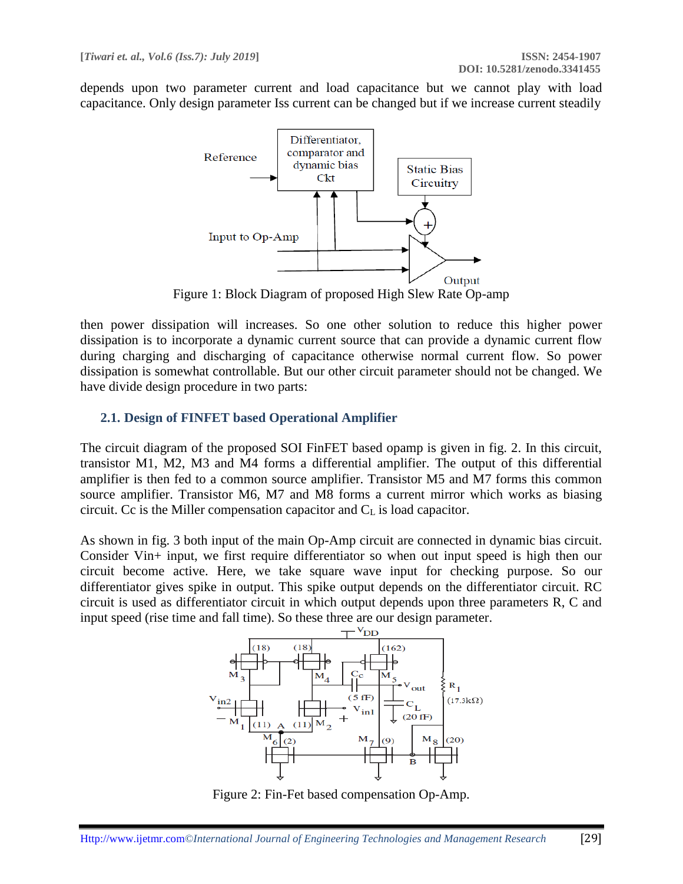depends upon two parameter current and load capacitance but we cannot play with load capacitance. Only design parameter Iss current can be changed but if we increase current steadily

Figure 1: Block Diagram of proposed High Slew Rate Op-amp

then power dissipation will increases. So one other solution to reduce this higher power dissipation is to incorporate a dynamic current source that can provide a dynamic current flow during charging and discharging of capacitance otherwise normal current flow. So power dissipation is somewhat controllable. But our other circuit parameter should not be changed. We have divide design procedure in two parts:

## 2.1. Design of FINFET based Operational Amplifier

The circuit diagram of the proposed SOI FinFET based opamp is given in fig. 2. In this circuit, transistor M1, M2, M3 and M4 forms a differential amplifier. The output of this differential amplifier is then fed to a common source amplifier. Transistor M5 and M7 forms this common source amplifier. Transistor M6, M7 and M8 forms a current mirror which works as biasing circuit. Cc is the Miller compensation capacitor and $C_L$ is load capacitor.

As shown in fig. 3 both input of the main Op-Amp circuit are connected in dynamic bias circuit. Consider Vin+ input, we first require differentiator so when out input speed is high then our circuit become active. Here, we take square wave input for checking purpose. So our differentiator gives spike in output. This spike output depends on the differentiator circuit. RC circuit is used as differentiator circuit in which output depends upon three parameters R, C and input speed (rise time and fall time). So these three are our design parameter.

Figure 2: Fin-Fet based compensation Op-Amp.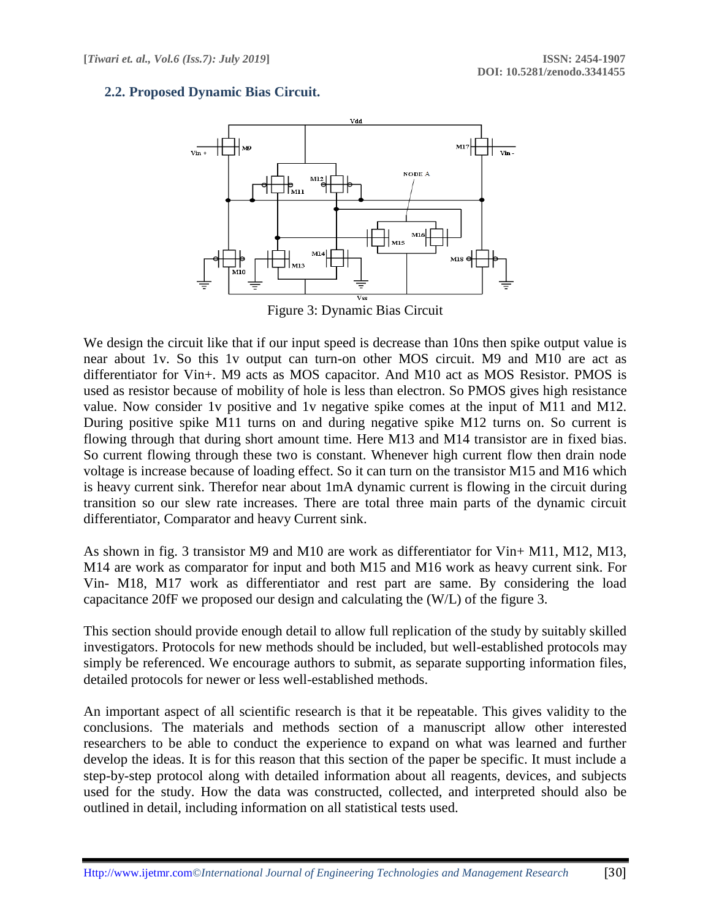## 2.2. Proposed Dynamic Bias Circuit.

Figure 3: Dynamic Bias Circuit

We design the circuit like that if our input speed is decrease than 10ns then spike output value is near about 1v. So this 1v output can turn-on other MOS circuit. M9 and M10 are act as differentiator for Vin+. M9 acts as MOS capacitor. And M10 act as MOS Resistor. PMOS is used as resistor because of mobility of hole is less than electron. So PMOS gives high resistance value. Now consider 1v positive and 1v negative spike comes at the input of M11 and M12. During positive spike M11 turns on and during negative spike M12 turns on. So current is flowing through that during short amount time. Here M13 and M14 transistor are in fixed bias. So current flowing through these two is constant. Whenever high current flow then drain node voltage is increase because of loading effect. So it can turn on the transistor M15 and M16 which is heavy current sink. Therefor near about 1mA dynamic current is flowing in the circuit during transition so our slew rate increases. There are total three main parts of the dynamic circuit differentiator, Comparator and heavy Current sink.

As shown in fig. 3 transistor M9 and M10 are work as differentiator for Vin+ M11, M12, M13, M14 are work as comparator for input and both M15 and M16 work as heavy current sink. For Vin- M18, M17 work as differentiator and rest part are same. By considering the load capacitance 20fF we proposed our design and calculating the (W/L) of the figure 3.

This section should provide enough detail to allow full replication of the study by suitably skilled investigators. Protocols for new methods should be included, but well-established protocols may simply be referenced. We encourage authors to submit, as separate supporting information files, detailed protocols for newer or less well-established methods.

An important aspect of all scientific research is that it be repeatable. This gives validity to the conclusions. The materials and methods section of a manuscript allow other interested researchers to be able to conduct the experience to expand on what was learned and further develop the ideas. It is for this reason that this section of the paper be specific. It must include a step-by-step protocol along with detailed information about all reagents, devices, and subjects used for the study. How the data was constructed, collected, and interpreted should also be outlined in detail, including information on all statistical tests used.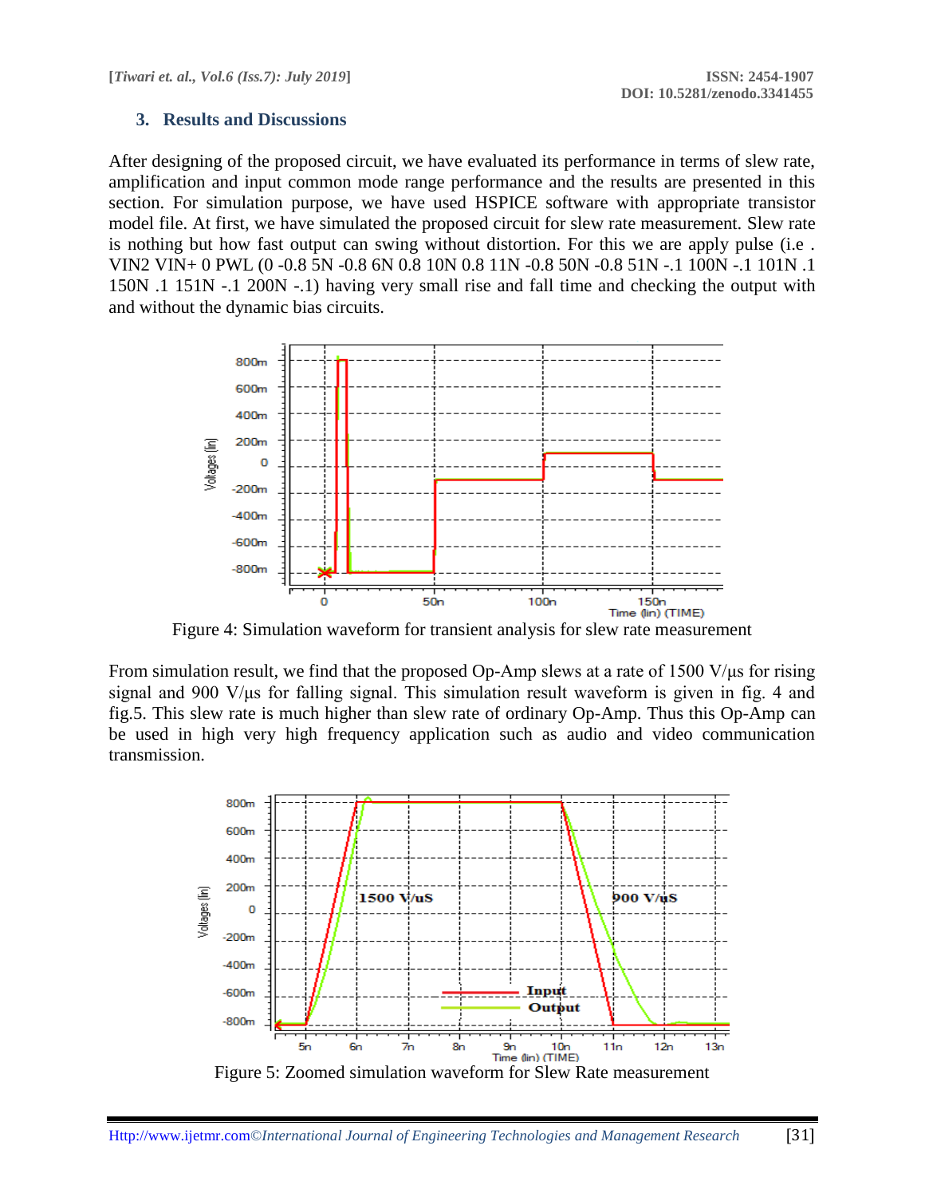## 3. Results and Discussions

After designing of the proposed circuit, we have evaluated its performance in terms of slew rate, amplification and input common mode range performance and the results are presented in this section. For simulation purpose, we have used HSPICE software with appropriate transistor model file. At first, we have simulated the proposed circuit for slew rate measurement. Slew rate is nothing but how fast output can swing without distortion. For this we are apply pulse (i.e . VIN2 VIN+ 0 PWL (0 -0.8 5N -0.8 6N 0.8 10N 0.8 11N -0.8 50N -0.8 51N -.1 100N -.1 101N .1 150N .1 151N -.1 200N -.1) having very small rise and fall time and checking the output with and without the dynamic bias circuits.

Figure 4: Simulation waveform for transient analysis for slew rate measurement

From simulation result, we find that the proposed Op-Amp slews at a rate of 1500 V/μs for rising signal and 900 V/μs for falling signal. This simulation result waveform is given in fig. 4 and fig.5. This slew rate is much higher than slew rate of ordinary Op-Amp. Thus this Op-Amp can be used in high very high frequency application such as audio and video communication transmission.

Figure 5: Zoomed simulation waveform for Slew Rate measurement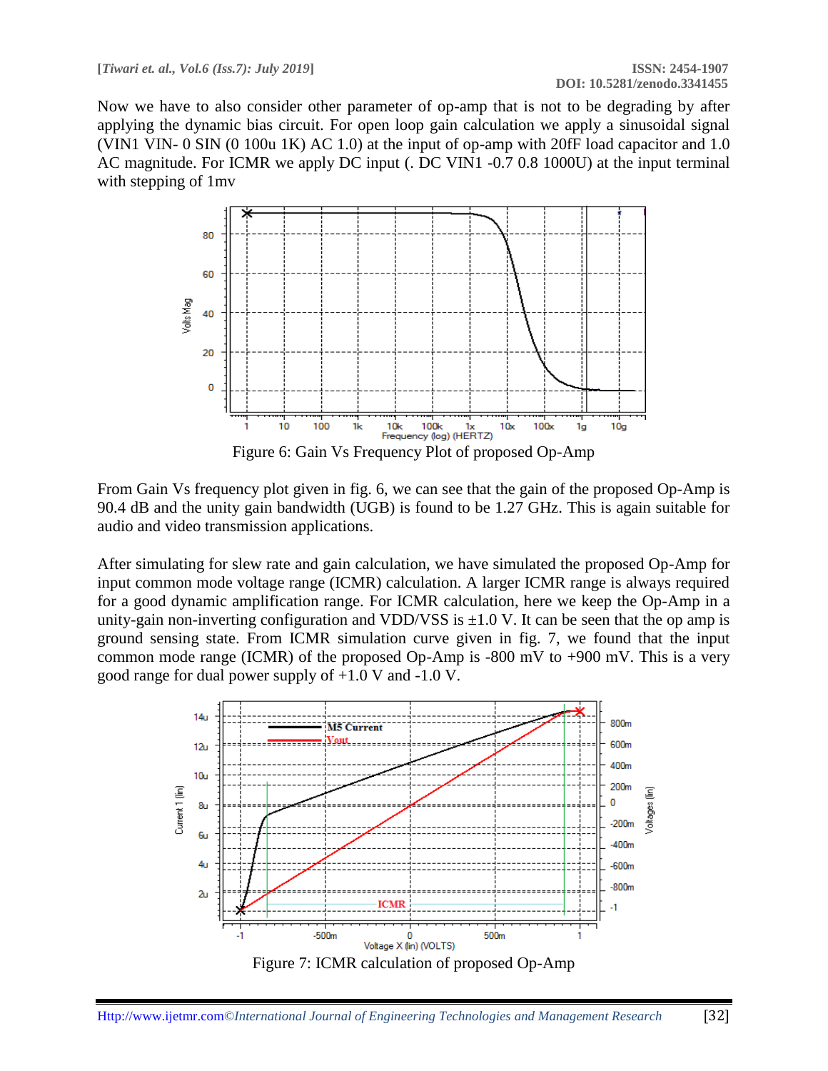Now we have to also consider other parameter of op-amp that is not to be degrading by after applying the dynamic bias circuit. For open loop gain calculation we apply a sinusoidal signal (VIN1 VIN- 0 SIN (0 100u 1K) AC 1.0) at the input of op-amp with 20fF load capacitor and 1.0 AC magnitude. For ICMR we apply DC input (. DC VIN1 -0.7 0.8 1000U) at the input terminal with stepping of 1mv

Figure 6: Gain Vs Frequency Plot of proposed Op-Amp

From Gain Vs frequency plot given in fig. 6, we can see that the gain of the proposed Op-Amp is 90.4 dB and the unity gain bandwidth (UGB) is found to be 1.27 GHz. This is again suitable for audio and video transmission applications.

After simulating for slew rate and gain calculation, we have simulated the proposed Op-Amp for input common mode voltage range (ICMR) calculation. A larger ICMR range is always required for a good dynamic amplification range. For ICMR calculation, here we keep the Op-Amp in a unity-gain non-inverting configuration and VDD/VSS is ±1.0 V. It can be seen that the op amp is ground sensing state. From ICMR simulation curve given in fig. 7, we found that the input common mode range (ICMR) of the proposed Op-Amp is -800 mV to +900 mV. This is a very good range for dual power supply of +1.0 V and -1.0 V.

Figure 7: ICMR calculation of proposed Op-Amp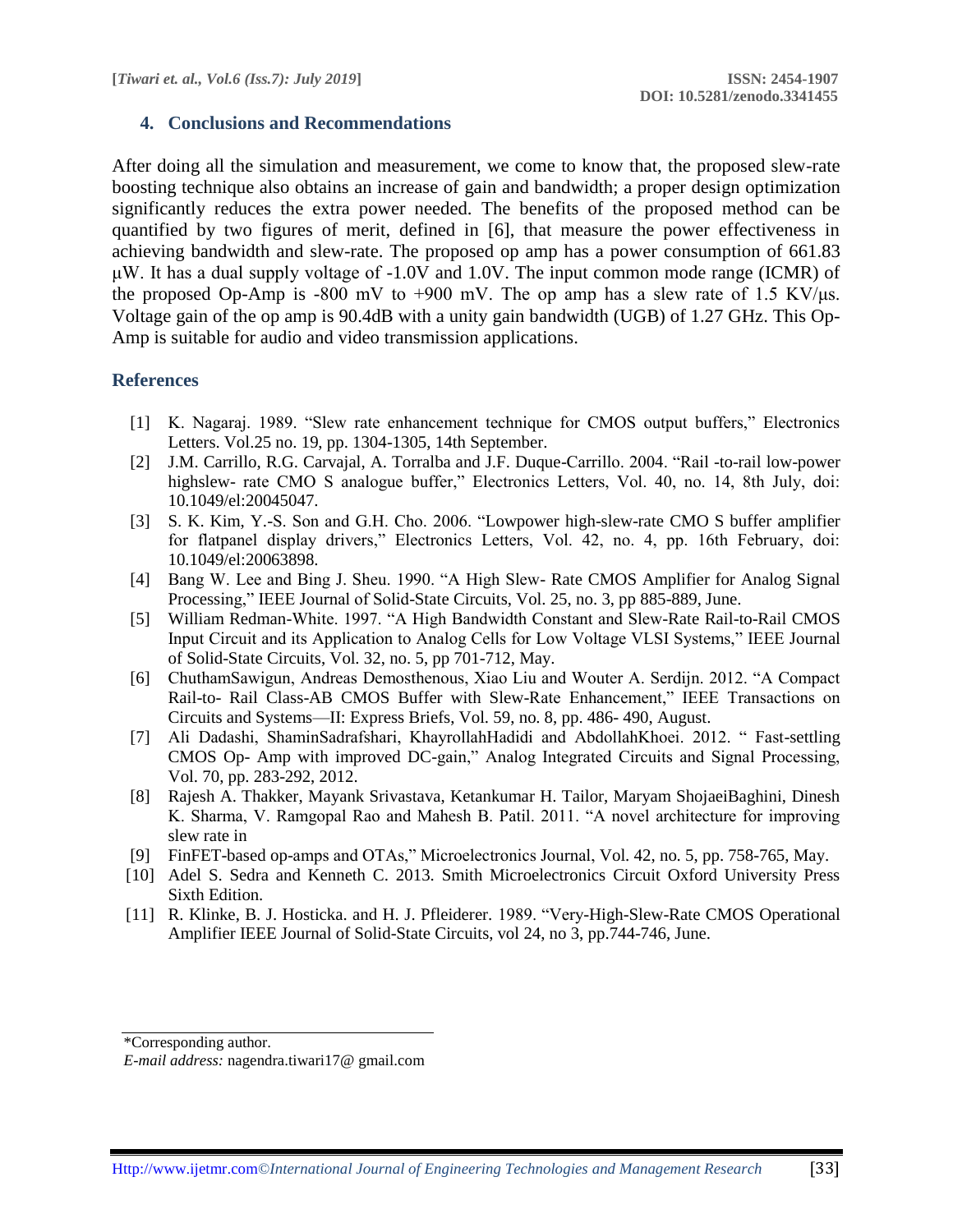## 4. Conclusions and Recommendations

After doing all the simulation and measurement, we come to know that, the proposed slew-rate boosting technique also obtains an increase of gain and bandwidth; a proper design optimization significantly reduces the extra power needed. The benefits of the proposed method can be quantified by two figures of merit, defined in [6], that measure the power effectiveness in achieving bandwidth and slew-rate. The proposed op amp has a power consumption of 661.83 μW. It has a dual supply voltage of -1.0V and 1.0V. The input common mode range (ICMR) of the proposed Op-Amp is -800 mV to +900 mV. The op amp has a slew rate of 1.5 KV/μs. Voltage gain of the op amp is 90.4dB with a unity gain bandwidth (UGB) of 1.27 GHz. This Op-Amp is suitable for audio and video transmission applications.

## References

[1] K. Nagaraj. 1989. "Slew rate enhancement technique for CMOS output buffers," Electronics Letters. Vol.25 no. 19, pp. 1304-1305, 14th September.

[2] J.M. Carrillo, R.G. Carvajal, A. Torralba and J.F. Duque-Carrillo. 2004. "Rail -to-rail low-power highslew- rate CMO S analogue buffer," Electronics Letters, Vol. 40, no. 14, 8th July, doi: 10.1049/el:20045047.

[3] S. K. Kim, Y.-S. Son and G.H. Cho. 2006. "Lowpower high-slew-rate CMO S buffer amplifier for flatpanel display drivers," Electronics Letters, Vol. 42, no. 4, pp. 16th February, doi: 10.1049/el:20063898.

[4] Bang W. Lee and Bing J. Sheu. 1990. "A High Slew- Rate CMOS Amplifier for Analog Signal Processing," IEEE Journal of Solid-State Circuits, Vol. 25, no. 3, pp 885-889, June.

[5] William Redman-White. 1997. "A High Bandwidth Constant and Slew-Rate Rail-to-Rail CMOS Input Circuit and its Application to Analog Cells for Low Voltage VLSI Systems," IEEE Journal of Solid-State Circuits, Vol. 32, no. 5, pp 701-712, May.

[6] ChuthamSawigun, Andreas Demosthenous, Xiao Liu and Wouter A. Serdijn. 2012. "A Compact Rail-to- Rail Class-AB CMOS Buffer with Slew-Rate Enhancement," IEEE Transactions on Circuits and Systems—II: Express Briefs, Vol. 59, no. 8, pp. 486- 490, August.

[7] Ali Dadashi, ShaminSadrafshari, KhayrollahHadidi and AbdollahKhoei. 2012. " Fast-settling CMOS Op- Amp with improved DC-gain," Analog Integrated Circuits and Signal Processing, Vol. 70, pp. 283-292, 2012.

[8] Rajesh A. Thakker, Mayank Srivastava, Ketankumar H. Tailor, Maryam ShojaeiBaghini, Dinesh K. Sharma, V. Ramgopal Rao and Mahesh B. Patil. 2011. "A novel architecture for improving slew rate in

[9] FinFET-based op-amps and OTAs," Microelectronics Journal, Vol. 42, no. 5, pp. 758-765, May.

[10] Adel S. Sedra and Kenneth C. 2013. Smith Microelectronics Circuit Oxford University Press Sixth Edition.

[11] R. Klinke, B. J. Hosticka. and H. J. Pfleiderer. 1989. "Very-High-Slew-Rate CMOS Operational Amplifier IEEE Journal of Solid-State Circuits, vol 24, no 3, pp.744-746, June.

*Corresponding author.

*E-mail address:* nagendra.tiwari17@ gmail.com